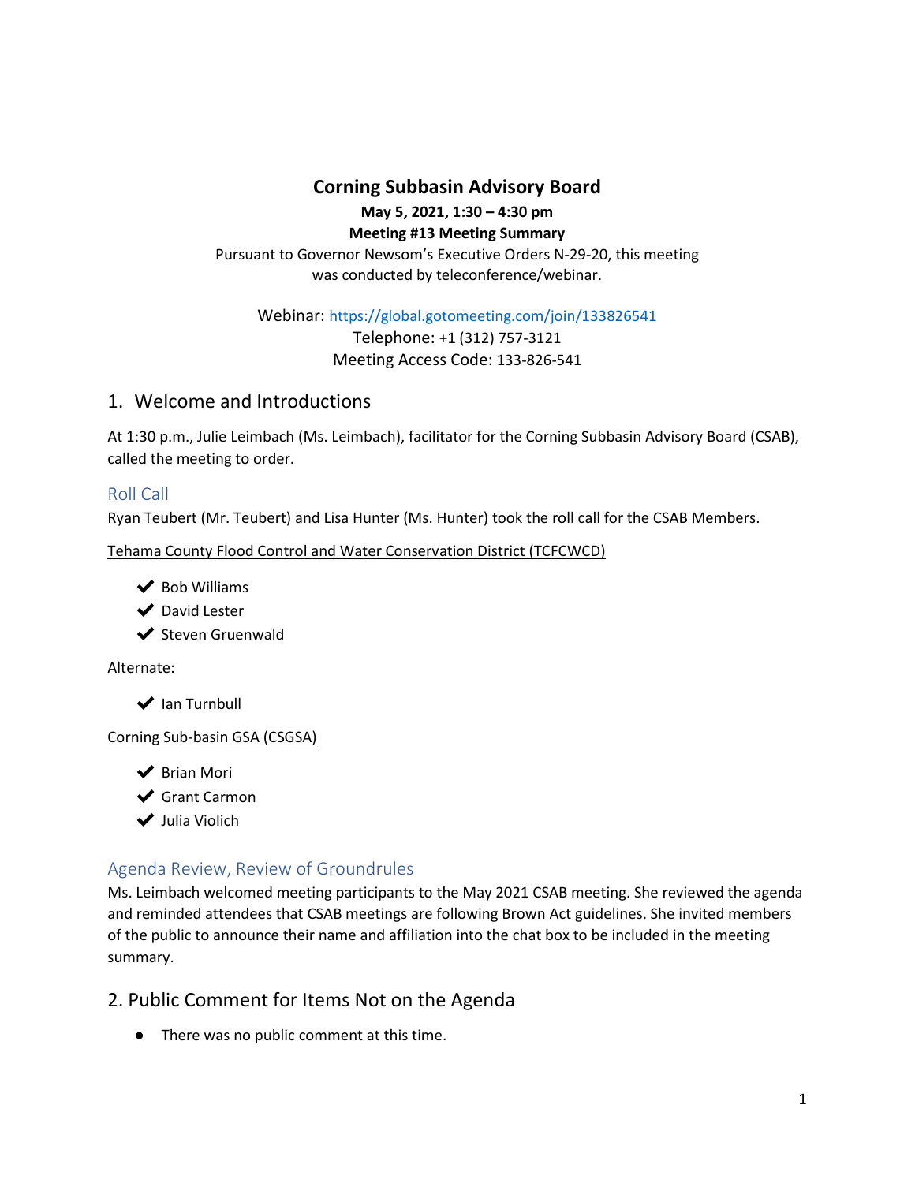# Corning Subbasin Advisory Board

**May 5, 2021, 1:30 – 4:30 pm**

**Meeting #13 Meeting Summary**

Pursuant to Governor Newsom's Executive Orders N-29-20, this meeting was conducted by teleconference/webinar.

Webinar: https://global.gotomeeting.com/join/133826541

Telephone: +1 (312) 757-3121

Meeting Access Code: 133-826-541

## 1. Welcome and Introductions

At 1:30 p.m., Julie Leimbach (Ms. Leimbach), facilitator for the Corning Subbasin Advisory Board (CSAB), called the meeting to order.

### Roll Call

Ryan Teubert (Mr. Teubert) and Lisa Hunter (Ms. Hunter) took the roll call for the CSAB Members.

Tehama County Flood Control and Water Conservation District (TCFCWCD)

- ✔ Bob Williams
- ✔ David Lester
- ✔ Steven Gruenwald

Alternate:

- ✔ Ian Turnbull

Corning Sub-basin GSA (CSGSA)

- ✔ Brian Mori
- ✔ Grant Carmon
- ✔ Julia Violich

### Agenda Review, Review of Groundrules

Ms. Leimbach welcomed meeting participants to the May 2021 CSAB meeting. She reviewed the agenda and reminded attendees that CSAB meetings are following Brown Act guidelines. She invited members of the public to announce their name and affiliation into the chat box to be included in the meeting summary.

## 2. Public Comment for Items Not on the Agenda

- There was no public comment at this time.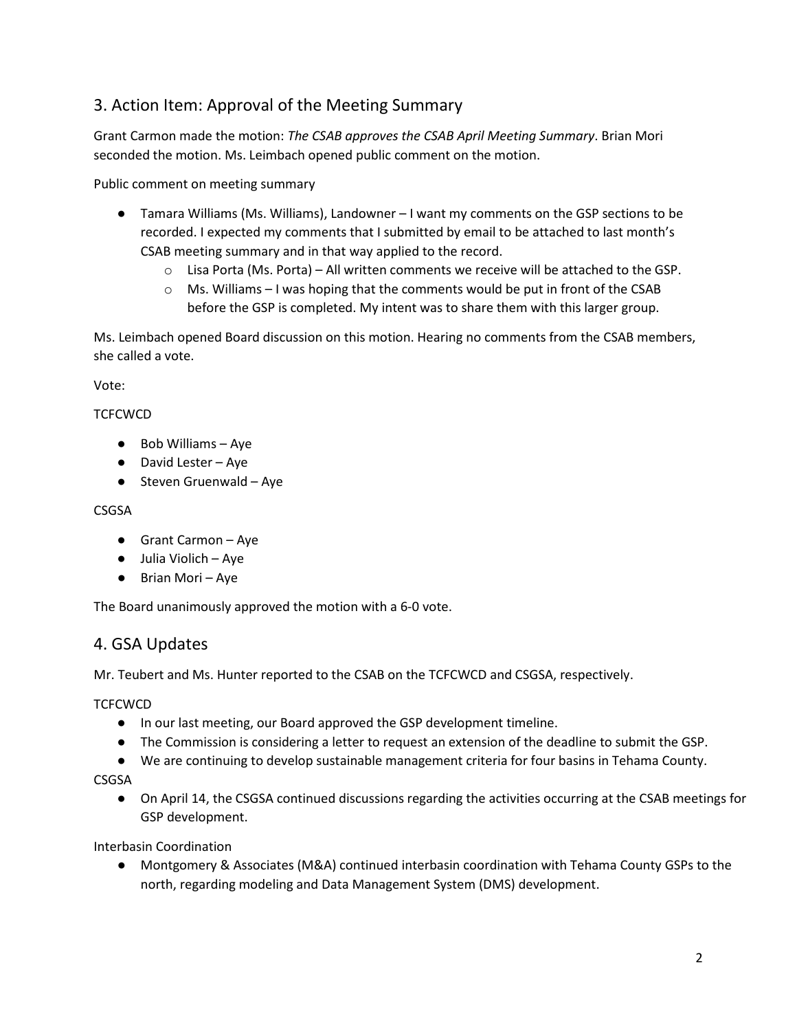## 3. Action Item: Approval of the Meeting Summary

Grant Carmon made the motion: *The CSAB approves the CSAB April Meeting Summary*. Brian Mori seconded the motion. Ms. Leimbach opened public comment on the motion.

Public comment on meeting summary

- Tamara Williams (Ms. Williams), Landowner – I want my comments on the GSP sections to be recorded. I expected my comments that I submitted by email to be attached to last month's CSAB meeting summary and in that way applied to the record.
    - Lisa Porta (Ms. Porta) – All written comments we receive will be attached to the GSP.
    - Ms. Williams – I was hoping that the comments would be put in front of the CSAB before the GSP is completed. My intent was to share them with this larger group.

Ms. Leimbach opened Board discussion on this motion. Hearing no comments from the CSAB members, she called a vote.

Vote:

TCFCWCD

- Bob Williams – Aye
- David Lester – Aye
- Steven Gruenwald – Aye

CSGSA

- Grant Carmon – Aye
- Julia Violich – Aye
- Brian Mori – Aye

The Board unanimously approved the motion with a 6-0 vote.

## 4. GSA Updates

Mr. Teubert and Ms. Hunter reported to the CSAB on the TCFCWCD and CSGSA, respectively.

TCFCWCD

- In our last meeting, our Board approved the GSP development timeline.
- The Commission is considering a letter to request an extension of the deadline to submit the GSP.
- We are continuing to develop sustainable management criteria for four basins in Tehama County.

CSGSA

- On April 14, the CSGSA continued discussions regarding the activities occurring at the CSAB meetings for GSP development.

Interbasin Coordination

- Montgomery & Associates (M&A) continued interbasin coordination with Tehama County GSPs to the north, regarding modeling and Data Management System (DMS) development.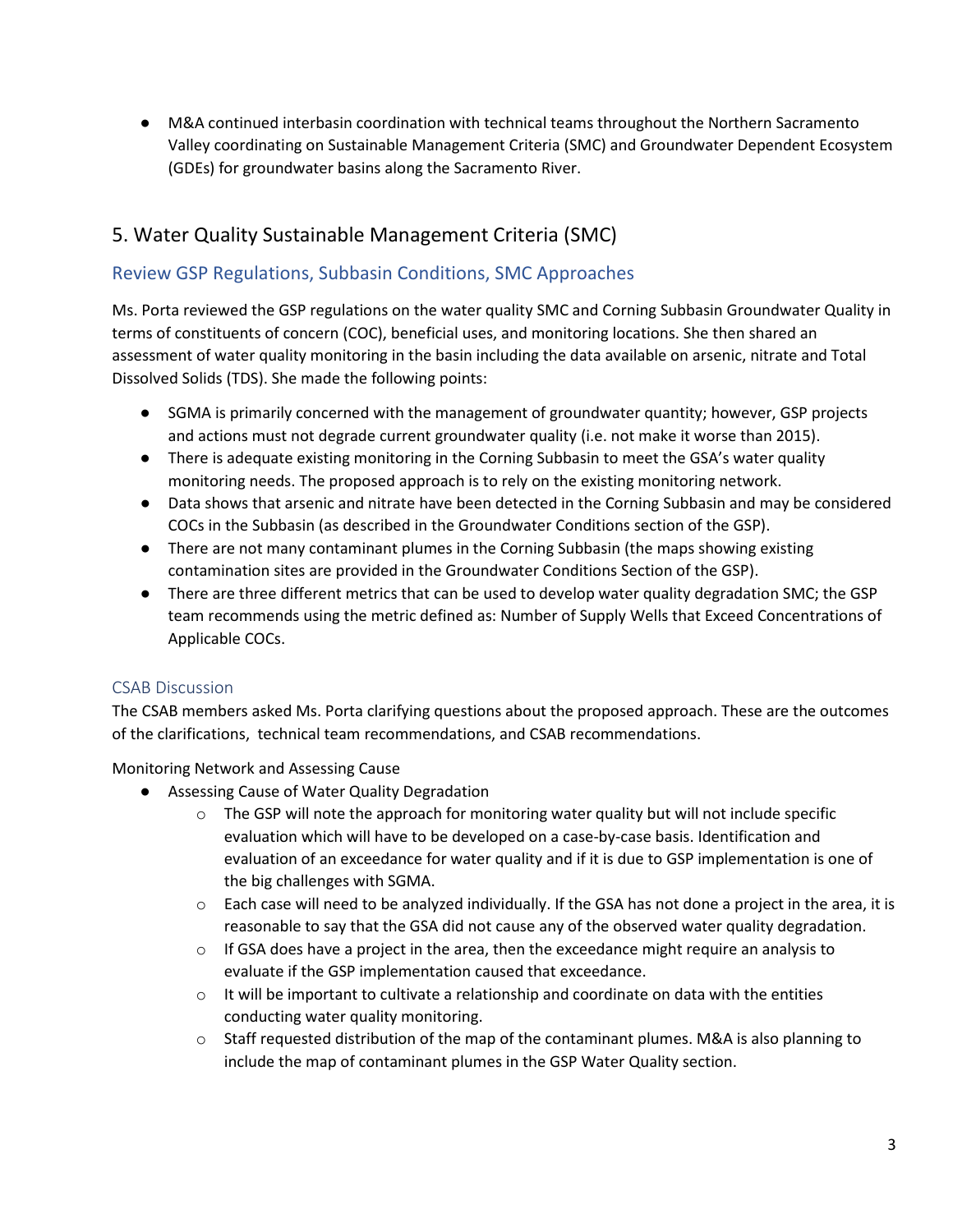- M&A continued interbasin coordination with technical teams throughout the Northern Sacramento Valley coordinating on Sustainable Management Criteria (SMC) and Groundwater Dependent Ecosystem (GDEs) for groundwater basins along the Sacramento River.

## 5. Water Quality Sustainable Management Criteria (SMC)

### Review GSP Regulations, Subbasin Conditions, SMC Approaches

Ms. Porta reviewed the GSP regulations on the water quality SMC and Corning Subbasin Groundwater Quality in terms of constituents of concern (COC), beneficial uses, and monitoring locations. She then shared an assessment of water quality monitoring in the basin including the data available on arsenic, nitrate and Total Dissolved Solids (TDS). She made the following points:

- SGMA is primarily concerned with the management of groundwater quantity; however, GSP projects and actions must not degrade current groundwater quality (i.e. not make it worse than 2015).
- There is adequate existing monitoring in the Corning Subbasin to meet the GSA's water quality monitoring needs. The proposed approach is to rely on the existing monitoring network.
- Data shows that arsenic and nitrate have been detected in the Corning Subbasin and may be considered COCs in the Subbasin (as described in the Groundwater Conditions section of the GSP).
- There are not many contaminant plumes in the Corning Subbasin (the maps showing existing contamination sites are provided in the Groundwater Conditions Section of the GSP).
- There are three different metrics that can be used to develop water quality degradation SMC; the GSP team recommends using the metric defined as: Number of Supply Wells that Exceed Concentrations of Applicable COCs.

### CSAB Discussion

The CSAB members asked Ms. Porta clarifying questions about the proposed approach. These are the outcomes of the clarifications, technical team recommendations, and CSAB recommendations.

Monitoring Network and Assessing Cause

- Assessing Cause of Water Quality Degradation
  - The GSP will note the approach for monitoring water quality but will not include specific evaluation which will have to be developed on a case-by-case basis. Identification and evaluation of an exceedance for water quality and if it is due to GSP implementation is one of the big challenges with SGMA.
  - Each case will need to be analyzed individually. If the GSA has not done a project in the area, it is reasonable to say that the GSA did not cause any of the observed water quality degradation.
  - If GSA does have a project in the area, then the exceedance might require an analysis to evaluate if the GSP implementation caused that exceedance.
  - It will be important to cultivate a relationship and coordinate on data with the entities conducting water quality monitoring.
  - Staff requested distribution of the map of the contaminant plumes. M&A is also planning to include the map of contaminant plumes in the GSP Water Quality section.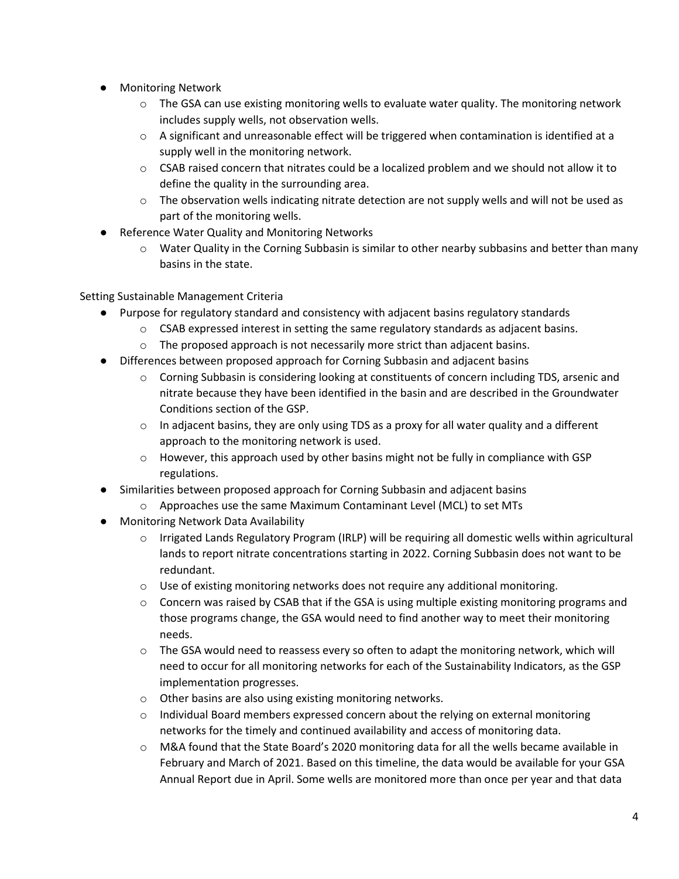- Monitoring Network
    - The GSA can use existing monitoring wells to evaluate water quality. The monitoring network includes supply wells, not observation wells.
    - A significant and unreasonable effect will be triggered when contamination is identified at a supply well in the monitoring network.
    - CSAB raised concern that nitrates could be a localized problem and we should not allow it to define the quality in the surrounding area.
    - The observation wells indicating nitrate detection are not supply wells and will not be used as part of the monitoring wells.
- Reference Water Quality and Monitoring Networks
    - Water Quality in the Corning Subbasin is similar to other nearby subbasins and better than many basins in the state.

Setting Sustainable Management Criteria

- Purpose for regulatory standard and consistency with adjacent basins regulatory standards
    - CSAB expressed interest in setting the same regulatory standards as adjacent basins.
    - The proposed approach is not necessarily more strict than adjacent basins.
- Differences between proposed approach for Corning Subbasin and adjacent basins
    - Corning Subbasin is considering looking at constituents of concern including TDS, arsenic and nitrate because they have been identified in the basin and are described in the Groundwater Conditions section of the GSP.
    - In adjacent basins, they are only using TDS as a proxy for all water quality and a different approach to the monitoring network is used.
    - However, this approach used by other basins might not be fully in compliance with GSP regulations.
- Similarities between proposed approach for Corning Subbasin and adjacent basins
    - Approaches use the same Maximum Contaminant Level (MCL) to set MTs
- Monitoring Network Data Availability
    - Irrigated Lands Regulatory Program (IRLP) will be requiring all domestic wells within agricultural lands to report nitrate concentrations starting in 2022. Corning Subbasin does not want to be redundant.
    - Use of existing monitoring networks does not require any additional monitoring.
    - Concern was raised by CSAB that if the GSA is using multiple existing monitoring programs and those programs change, the GSA would need to find another way to meet their monitoring needs.
    - The GSA would need to reassess every so often to adapt the monitoring network, which will need to occur for all monitoring networks for each of the Sustainability Indicators, as the GSP implementation progresses.
    - Other basins are also using existing monitoring networks.
    - Individual Board members expressed concern about the relying on external monitoring networks for the timely and continued availability and access of monitoring data.
    - M&A found that the State Board's 2020 monitoring data for all the wells became available in February and March of 2021. Based on this timeline, the data would be available for your GSA Annual Report due in April. Some wells are monitored more than once per year and that data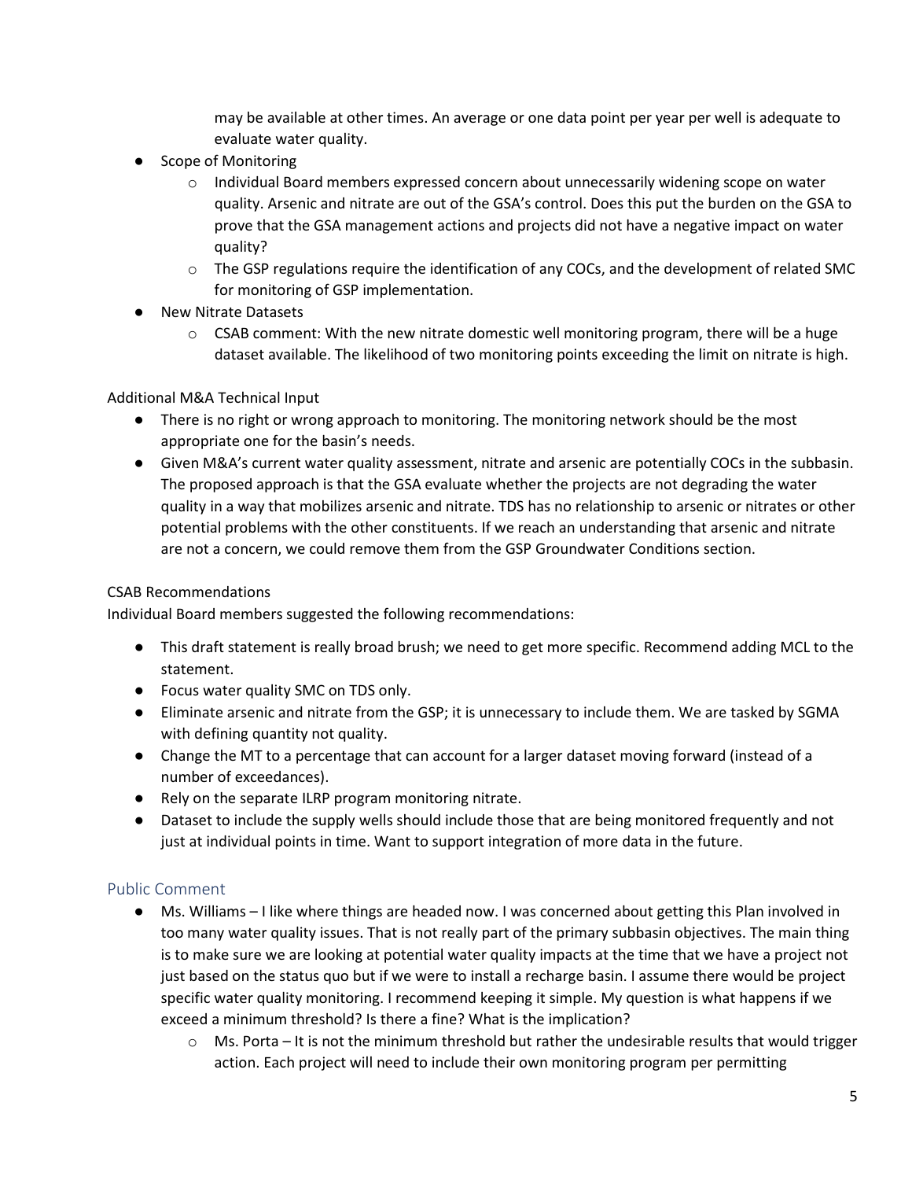may be available at other times. An average or one data point per year per well is adequate to evaluate water quality.

- Scope of Monitoring
  - Individual Board members expressed concern about unnecessarily widening scope on water quality. Arsenic and nitrate are out of the GSA's control. Does this put the burden on the GSA to prove that the GSA management actions and projects did not have a negative impact on water quality?
  - The GSP regulations require the identification of any COCs, and the development of related SMC for monitoring of GSP implementation.
- New Nitrate Datasets
  - CSAB comment: With the new nitrate domestic well monitoring program, there will be a huge dataset available. The likelihood of two monitoring points exceeding the limit on nitrate is high.

Additional M&A Technical Input

- There is no right or wrong approach to monitoring. The monitoring network should be the most appropriate one for the basin's needs.
- Given M&A's current water quality assessment, nitrate and arsenic are potentially COCs in the subbasin. The proposed approach is that the GSA evaluate whether the projects are not degrading the water quality in a way that mobilizes arsenic and nitrate. TDS has no relationship to arsenic or nitrates or other potential problems with the other constituents. If we reach an understanding that arsenic and nitrate are not a concern, we could remove them from the GSP Groundwater Conditions section.

CSAB Recommendations

Individual Board members suggested the following recommendations:

- This draft statement is really broad brush; we need to get more specific. Recommend adding MCL to the statement.
- Focus water quality SMC on TDS only.
- Eliminate arsenic and nitrate from the GSP; it is unnecessary to include them. We are tasked by SGMA with defining quantity not quality.
- Change the MT to a percentage that can account for a larger dataset moving forward (instead of a number of exceedances).
- Rely on the separate ILRP program monitoring nitrate.
- Dataset to include the supply wells should include those that are being monitored frequently and not just at individual points in time. Want to support integration of more data in the future.

## Public Comment

- Ms. Williams – I like where things are headed now. I was concerned about getting this Plan involved in too many water quality issues. That is not really part of the primary subbasin objectives. The main thing is to make sure we are looking at potential water quality impacts at the time that we have a project not just based on the status quo but if we were to install a recharge basin. I assume there would be project specific water quality monitoring. I recommend keeping it simple. My question is what happens if we exceed a minimum threshold? Is there a fine? What is the implication?
  - Ms. Porta – It is not the minimum threshold but rather the undesirable results that would trigger action. Each project will need to include their own monitoring program per permitting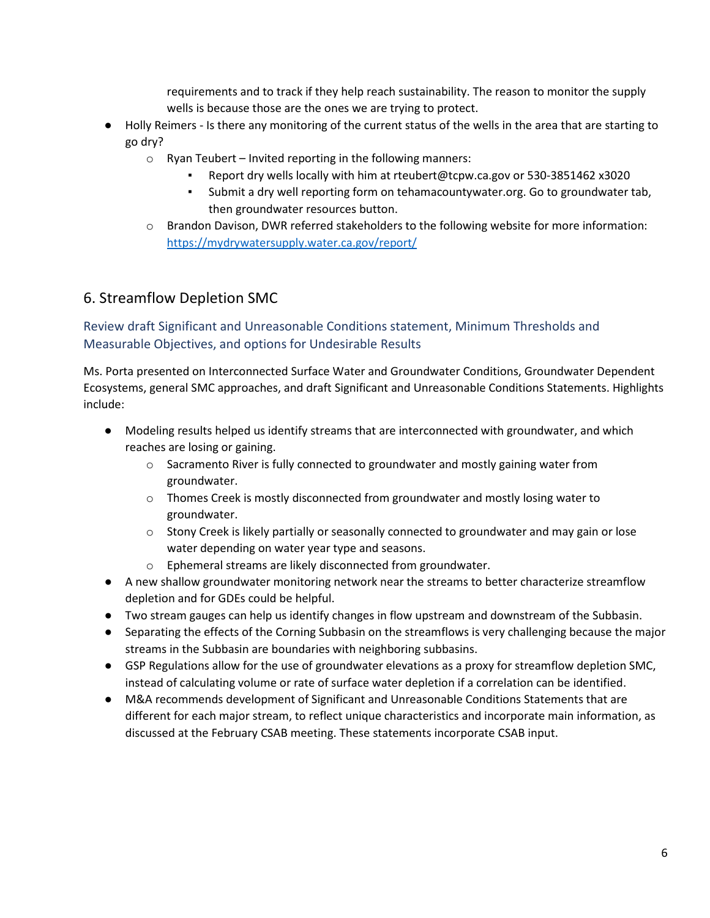requirements and to track if they help reach sustainability. The reason to monitor the supply wells is because those are the ones we are trying to protect.

- Holly Reimers - Is there any monitoring of the current status of the wells in the area that are starting to go dry?
  - Ryan Teubert – Invited reporting in the following manners:
    - Report dry wells locally with him at rteubert@tcpw.ca.gov or 530-3851462 x3020
    - Submit a dry well reporting form on tehamacountywater.org. Go to groundwater tab, then groundwater resources button.
  - Brandon Davison, DWR referred stakeholders to the following website for more information: [https://mydrywatersupply.water.ca.gov/report/](https://mydrywatersupply.water.ca.gov/report/)

## 6. Streamflow Depletion SMC

### Review draft Significant and Unreasonable Conditions statement, Minimum Thresholds and Measurable Objectives, and options for Undesirable Results

Ms. Porta presented on Interconnected Surface Water and Groundwater Conditions, Groundwater Dependent Ecosystems, general SMC approaches, and draft Significant and Unreasonable Conditions Statements. Highlights include:

- Modeling results helped us identify streams that are interconnected with groundwater, and which reaches are losing or gaining.
  - Sacramento River is fully connected to groundwater and mostly gaining water from groundwater.
  - Thomes Creek is mostly disconnected from groundwater and mostly losing water to groundwater.
  - Stony Creek is likely partially or seasonally connected to groundwater and may gain or lose water depending on water year type and seasons.
  - Ephemeral streams are likely disconnected from groundwater.
- A new shallow groundwater monitoring network near the streams to better characterize streamflow depletion and for GDEs could be helpful.
- Two stream gauges can help us identify changes in flow upstream and downstream of the Subbasin.
- Separating the effects of the Corning Subbasin on the streamflows is very challenging because the major streams in the Subbasin are boundaries with neighboring subbasins.
- GSP Regulations allow for the use of groundwater elevations as a proxy for streamflow depletion SMC, instead of calculating volume or rate of surface water depletion if a correlation can be identified.
- M&A recommends development of Significant and Unreasonable Conditions Statements that are different for each major stream, to reflect unique characteristics and incorporate main information, as discussed at the February CSAB meeting. These statements incorporate CSAB input.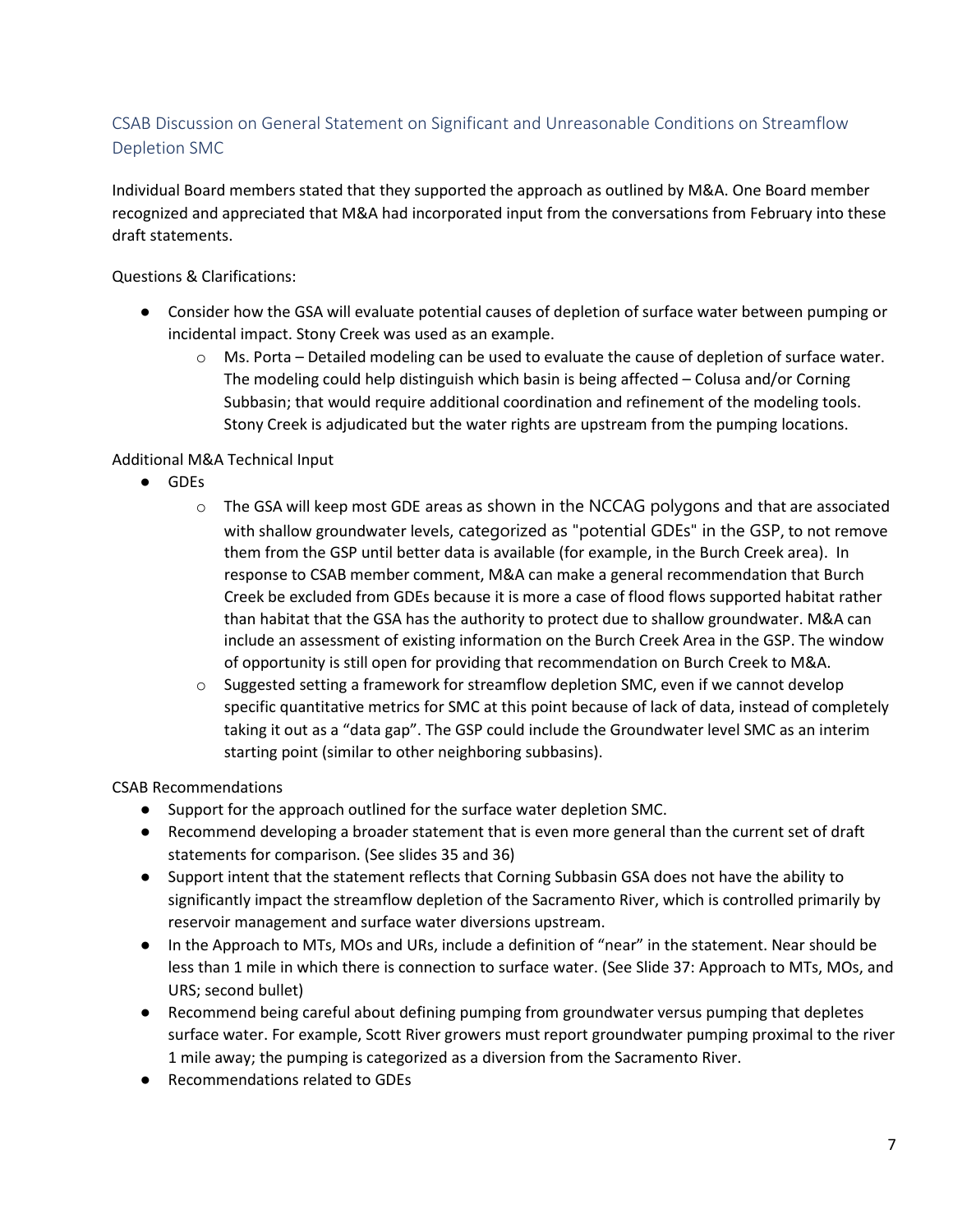## CSAB Discussion on General Statement on Significant and Unreasonable Conditions on Streamflow Depletion SMC

Individual Board members stated that they supported the approach as outlined by M&A. One Board member recognized and appreciated that M&A had incorporated input from the conversations from February into these draft statements.

Questions & Clarifications:

- Consider how the GSA will evaluate potential causes of depletion of surface water between pumping or incidental impact. Stony Creek was used as an example.
  - Ms. Porta – Detailed modeling can be used to evaluate the cause of depletion of surface water. The modeling could help distinguish which basin is being affected – Colusa and/or Corning Subbasin; that would require additional coordination and refinement of the modeling tools. Stony Creek is adjudicated but the water rights are upstream from the pumping locations.

Additional M&A Technical Input

- GDEs
  - The GSA will keep most GDE areas as shown in the NCCAG polygons and that are associated with shallow groundwater levels, categorized as "potential GDEs" in the GSP, to not remove them from the GSP until better data is available (for example, in the Burch Creek area). In response to CSAB member comment, M&A can make a general recommendation that Burch Creek be excluded from GDEs because it is more a case of flood flows supported habitat rather than habitat that the GSA has the authority to protect due to shallow groundwater. M&A can include an assessment of existing information on the Burch Creek Area in the GSP. The window of opportunity is still open for providing that recommendation on Burch Creek to M&A.
  - Suggested setting a framework for streamflow depletion SMC, even if we cannot develop specific quantitative metrics for SMC at this point because of lack of data, instead of completely taking it out as a "data gap". The GSP could include the Groundwater level SMC as an interim starting point (similar to other neighboring subbasins).

CSAB Recommendations

- Support for the approach outlined for the surface water depletion SMC.
- Recommend developing a broader statement that is even more general than the current set of draft statements for comparison. (See slides 35 and 36)
- Support intent that the statement reflects that Corning Subbasin GSA does not have the ability to significantly impact the streamflow depletion of the Sacramento River, which is controlled primarily by reservoir management and surface water diversions upstream.
- In the Approach to MTs, MOs and URs, include a definition of "near" in the statement. Near should be less than 1 mile in which there is connection to surface water. (See Slide 37: Approach to MTs, MOs, and URS; second bullet)
- Recommend being careful about defining pumping from groundwater versus pumping that depletes surface water. For example, Scott River growers must report groundwater pumping proximal to the river 1 mile away; the pumping is categorized as a diversion from the Sacramento River.
- Recommendations related to GDEs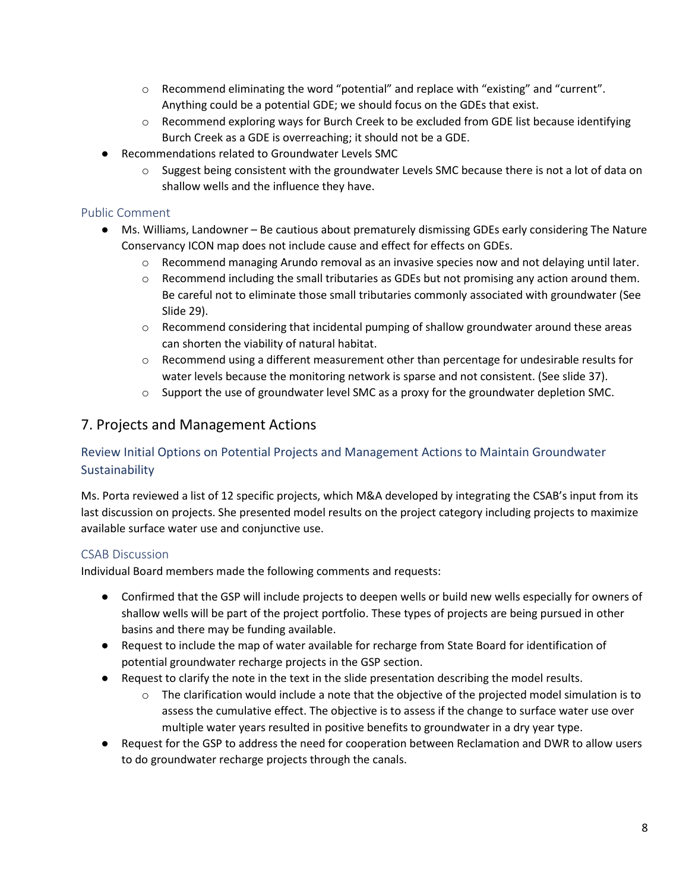- Recommend eliminating the word "potential" and replace with "existing" and "current". Anything could be a potential GDE; we should focus on the GDEs that exist.
  - Recommend exploring ways for Burch Creek to be excluded from GDE list because identifying Burch Creek as a GDE is overreaching; it should not be a GDE.
- Recommendations related to Groundwater Levels SMC
  - Suggest being consistent with the groundwater Levels SMC because there is not a lot of data on shallow wells and the influence they have.

### Public Comment

- Ms. Williams, Landowner – Be cautious about prematurely dismissing GDEs early considering The Nature Conservancy ICON map does not include cause and effect for effects on GDEs.
  - Recommend managing Arundo removal as an invasive species now and not delaying until later.
  - Recommend including the small tributaries as GDEs but not promising any action around them. Be careful not to eliminate those small tributaries commonly associated with groundwater (See Slide 29).
  - Recommend considering that incidental pumping of shallow groundwater around these areas can shorten the viability of natural habitat.
  - Recommend using a different measurement other than percentage for undesirable results for water levels because the monitoring network is sparse and not consistent. (See slide 37).
  - Support the use of groundwater level SMC as a proxy for the groundwater depletion SMC.

## 7. Projects and Management Actions

### Review Initial Options on Potential Projects and Management Actions to Maintain Groundwater Sustainability

Ms. Porta reviewed a list of 12 specific projects, which M&A developed by integrating the CSAB's input from its last discussion on projects. She presented model results on the project category including projects to maximize available surface water use and conjunctive use.

### CSAB Discussion

Individual Board members made the following comments and requests:

- Confirmed that the GSP will include projects to deepen wells or build new wells especially for owners of shallow wells will be part of the project portfolio. These types of projects are being pursued in other basins and there may be funding available.
- Request to include the map of water available for recharge from State Board for identification of potential groundwater recharge projects in the GSP section.
- Request to clarify the note in the text in the slide presentation describing the model results.
  - The clarification would include a note that the objective of the projected model simulation is to assess the cumulative effect. The objective is to assess if the change to surface water use over multiple water years resulted in positive benefits to groundwater in a dry year type.
- Request for the GSP to address the need for cooperation between Reclamation and DWR to allow users to do groundwater recharge projects through the canals.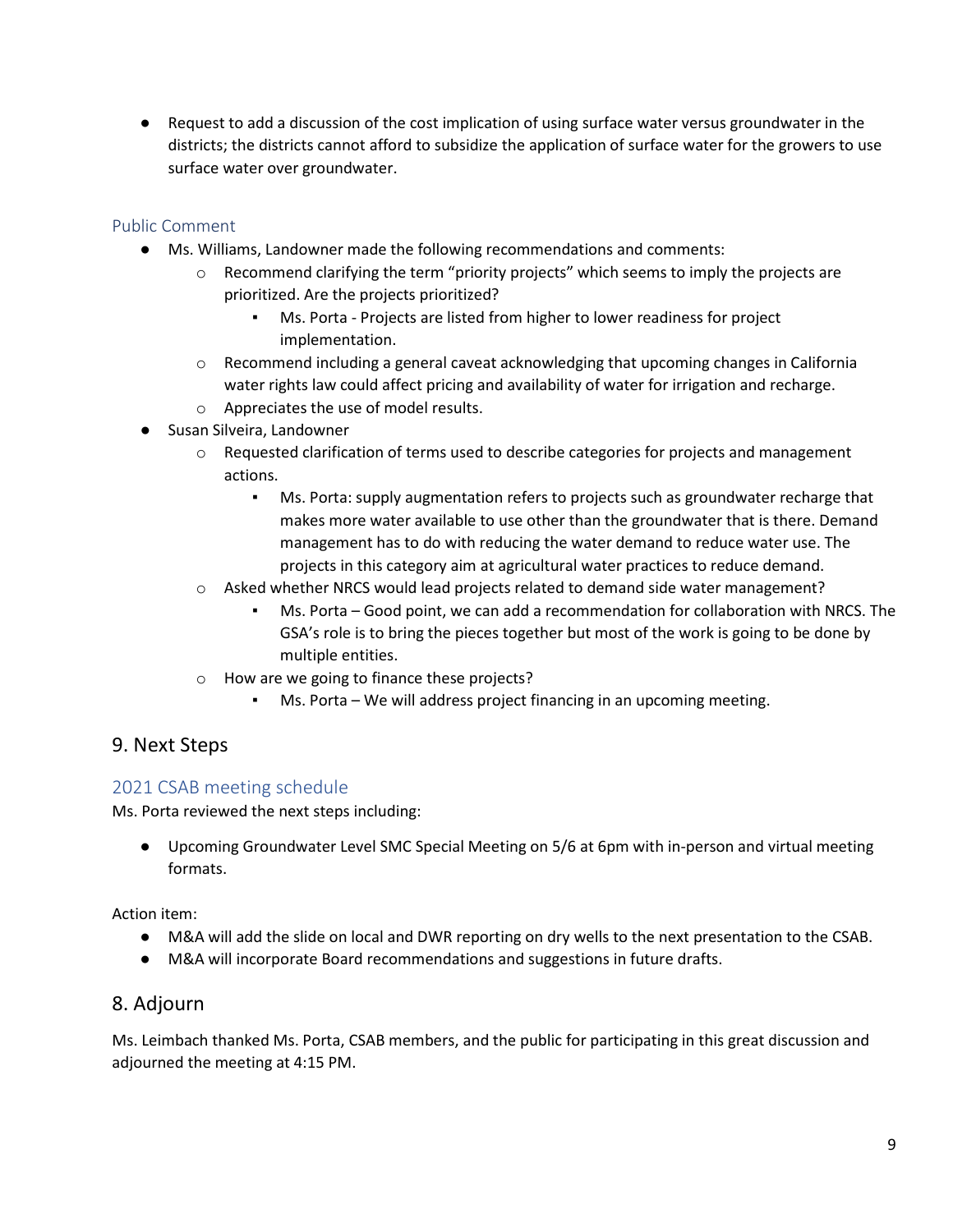- Request to add a discussion of the cost implication of using surface water versus groundwater in the districts; the districts cannot afford to subsidize the application of surface water for the growers to use surface water over groundwater.

### Public Comment

- Ms. Williams, Landowner made the following recommendations and comments:
  - Recommend clarifying the term "priority projects" which seems to imply the projects are prioritized. Are the projects prioritized?
    - Ms. Porta - Projects are listed from higher to lower readiness for project implementation.
  - Recommend including a general caveat acknowledging that upcoming changes in California water rights law could affect pricing and availability of water for irrigation and recharge.
  - Appreciates the use of model results.
- Susan Silveira, Landowner
  - Requested clarification of terms used to describe categories for projects and management actions.
    - Ms. Porta: supply augmentation refers to projects such as groundwater recharge that makes more water available to use other than the groundwater that is there. Demand management has to do with reducing the water demand to reduce water use. The projects in this category aim at agricultural water practices to reduce demand.
  - Asked whether NRCS would lead projects related to demand side water management?
    - Ms. Porta – Good point, we can add a recommendation for collaboration with NRCS. The GSA's role is to bring the pieces together but most of the work is going to be done by multiple entities.
  - How are we going to finance these projects?
    - Ms. Porta – We will address project financing in an upcoming meeting.

## 9. Next Steps

### 2021 CSAB meeting schedule

Ms. Porta reviewed the next steps including:

- Upcoming Groundwater Level SMC Special Meeting on 5/6 at 6pm with in-person and virtual meeting formats.

Action item:

- M&A will add the slide on local and DWR reporting on dry wells to the next presentation to the CSAB.
- M&A will incorporate Board recommendations and suggestions in future drafts.

## 8. Adjourn

Ms. Leimbach thanked Ms. Porta, CSAB members, and the public for participating in this great discussion and adjourned the meeting at 4:15 PM.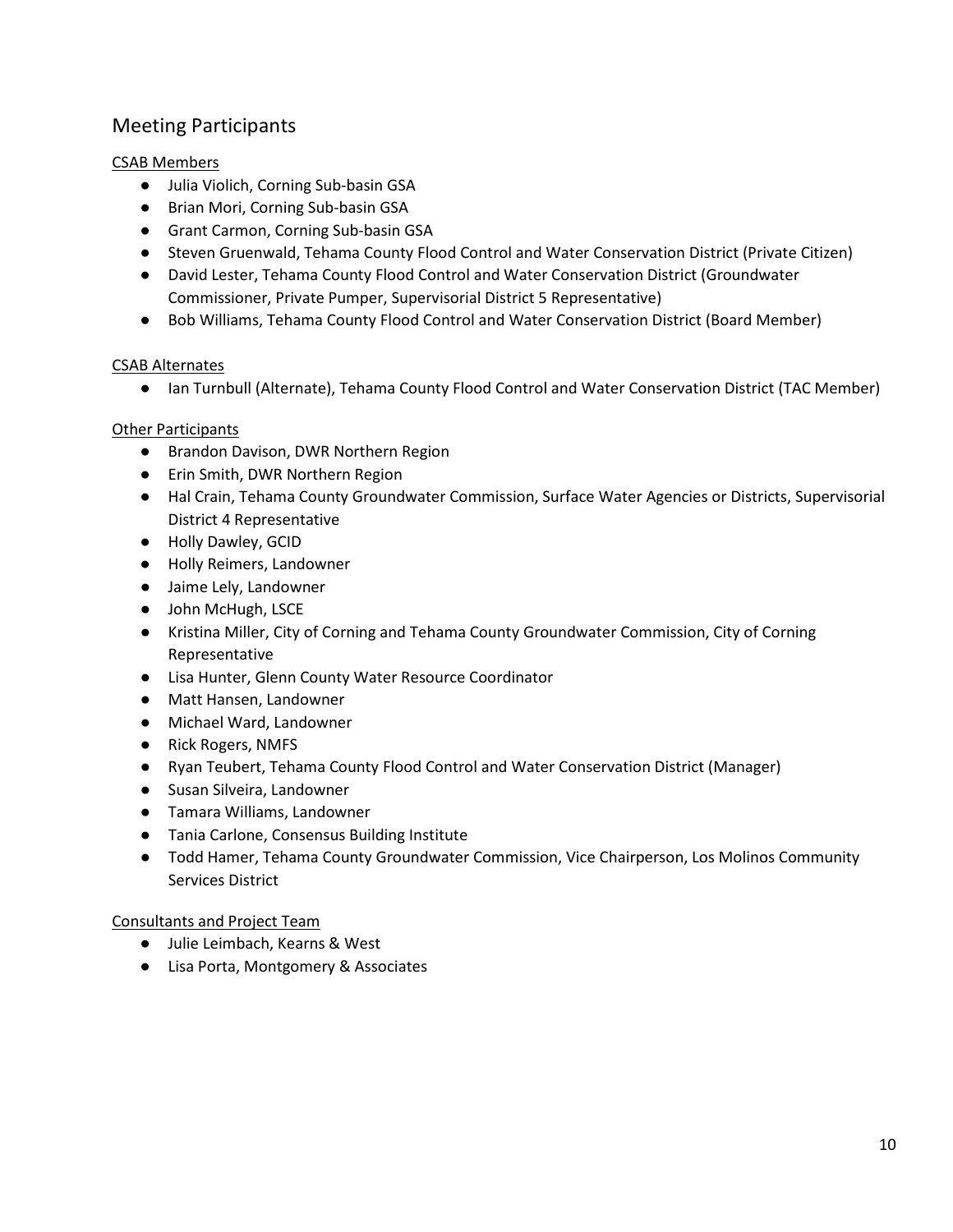## Meeting Participants

CSAB Members

- Julia Violich, Corning Sub-basin GSA
- Brian Mori, Corning Sub-basin GSA
- Grant Carmon, Corning Sub-basin GSA
- Steven Gruenwald, Tehama County Flood Control and Water Conservation District (Private Citizen)
- David Lester, Tehama County Flood Control and Water Conservation District (Groundwater Commissioner, Private Pumper, Supervisorial District 5 Representative)
- Bob Williams, Tehama County Flood Control and Water Conservation District (Board Member)

CSAB Alternates

- Ian Turnbull (Alternate), Tehama County Flood Control and Water Conservation District (TAC Member)

Other Participants

- Brandon Davison, DWR Northern Region
- Erin Smith, DWR Northern Region
- Hal Crain, Tehama County Groundwater Commission, Surface Water Agencies or Districts, Supervisorial District 4 Representative
- Holly Dawley, GCID
- Holly Reimers, Landowner
- Jaime Lely, Landowner
- John McHugh, LSCE
- Kristina Miller, City of Corning and Tehama County Groundwater Commission, City of Corning Representative
- Lisa Hunter, Glenn County Water Resource Coordinator
- Matt Hansen, Landowner
- Michael Ward, Landowner
- Rick Rogers, NMFS
- Ryan Teubert, Tehama County Flood Control and Water Conservation District (Manager)
- Susan Silveira, Landowner
- Tamara Williams, Landowner
- Tania Carlone, Consensus Building Institute
- Todd Hamer, Tehama County Groundwater Commission, Vice Chairperson, Los Molinos Community Services District

Consultants and Project Team

- Julie Leimbach, Kearns & West
- Lisa Porta, Montgomery & Associates